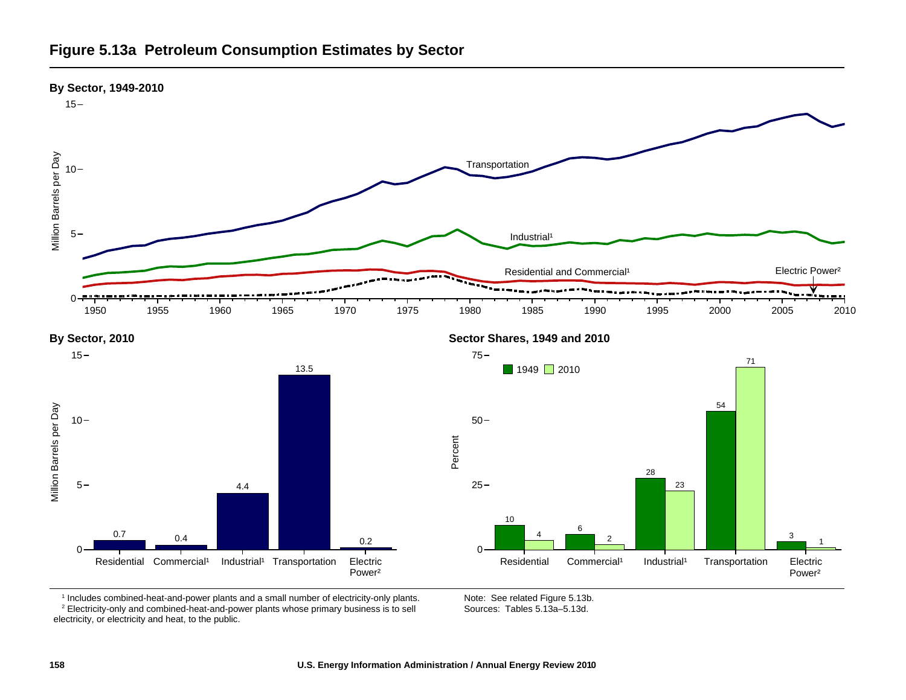## Figure 5.13a Petroleum Consumption Estimates by Sector

**By Sector, 1949-2010**

**By Sector, 2010**

| Sector | Million Barrels per Day |
|---|---|
| Residential | 0.7 |
| Commercial[1] | 0.4 |
| Industrial[1] | 4.4 |
| Transportation | 13.5 |
| Electric Power[2] | 0.2 |

**Sector Shares, 1949 and 2010**

| Sector | 1949 (Percent) | 2010 (Percent) |
|---|---|---|
| Residential | 10 | 4 |
| Commercial[1] | 6 | 2 |
| Industrial[1] | 28 | 23 |
| Transportation | 54 | 71 |
| Electric Power[2] | 3 | 1 |

[1] Includes combined-heat-and-power plants and a small number of electricity-only plants.
[2] Electricity-only and combined-heat-and-power plants whose primary business is to sell electricity, or electricity and heat, to the public.

Note: See related Figure 5.13b.
Sources: Tables 5.13a–5.13d.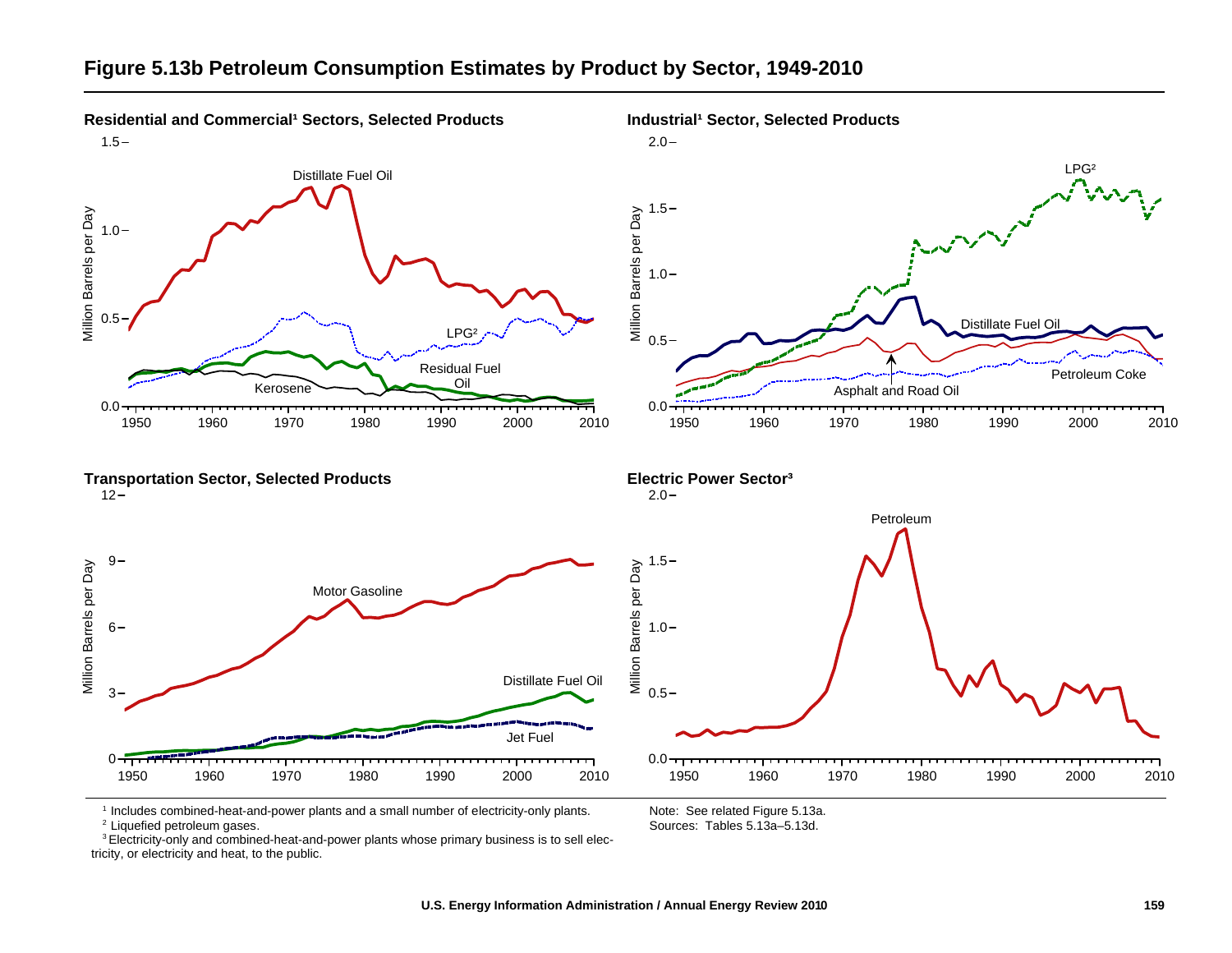# Figure 5.13b Petroleum Consumption Estimates by Product by Sector, 1949-2010

## Residential and Commercial[1] Sectors, Selected Products

Million Barrels per Day

1.5
1.0
0.5
0.0

1950 1960 1970 1980 1990 2000 2010

Distillate Fuel Oil
LPG[2]
Residual Fuel Oil
Kerosene

## Industrial[1] Sector, Selected Products

Million Barrels per Day

2.0
1.5
1.0
0.5
0.0

1950 1960 1970 1980 1990 2000 2010

LPG[2]
Distillate Fuel Oil
Petroleum Coke
Asphalt and Road Oil

## Transportation Sector, Selected Products

Million Barrels per Day

12
9
6
3
0

1950 1960 1970 1980 1990 2000 2010

Motor Gasoline
Distillate Fuel Oil
Jet Fuel

## Electric Power Sector[3]

Million Barrels per Day

2.0
1.5
1.0
0.5
0.0

1950 1960 1970 1980 1990 2000 2010

Petroleum

[1] Includes combined-heat-and-power plants and a small number of electricity-only plants.
[2] Liquefied petroleum gases.
[3] Electricity-only and combined-heat-and-power plants whose primary business is to sell electricity, or electricity and heat, to the public.

Note: See related Figure 5.13a.
Sources: Tables 5.13a–5.13d.